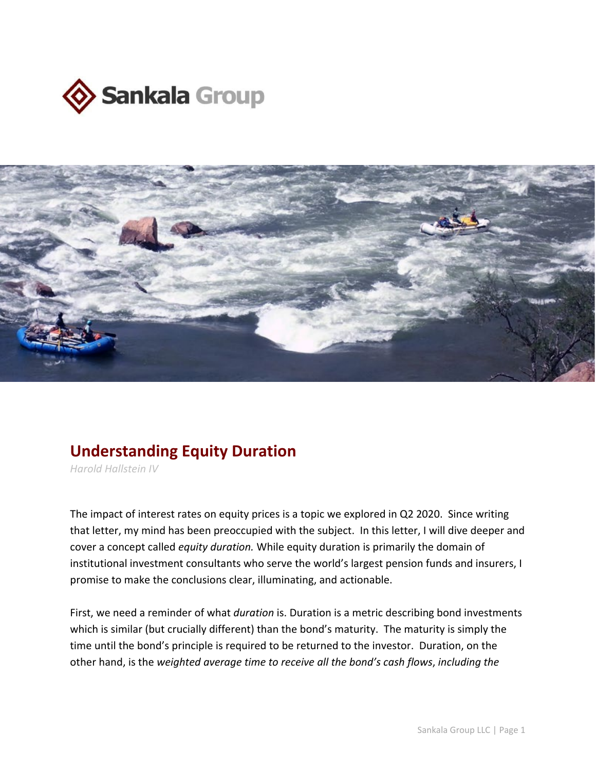# Understanding Equity Duration

*Harold Hallstein IV*

The impact of interest rates on equity prices is a topic we explored in Q2 2020. Since writing that letter, my mind has been preoccupied with the subject. In this letter, I will dive deeper and cover a concept called *equity duration.* While equity duration is primarily the domain of institutional investment consultants who serve the world's largest pension funds and insurers, I promise to make the conclusions clear, illuminating, and actionable.

First, we need a reminder of what *duration* is. Duration is a metric describing bond investments which is similar (but crucially different) than the bond's maturity. The maturity is simply the time until the bond's principle is required to be returned to the investor. Duration, on the other hand, is the *weighted average time to receive all the bond's cash flows*, *including the*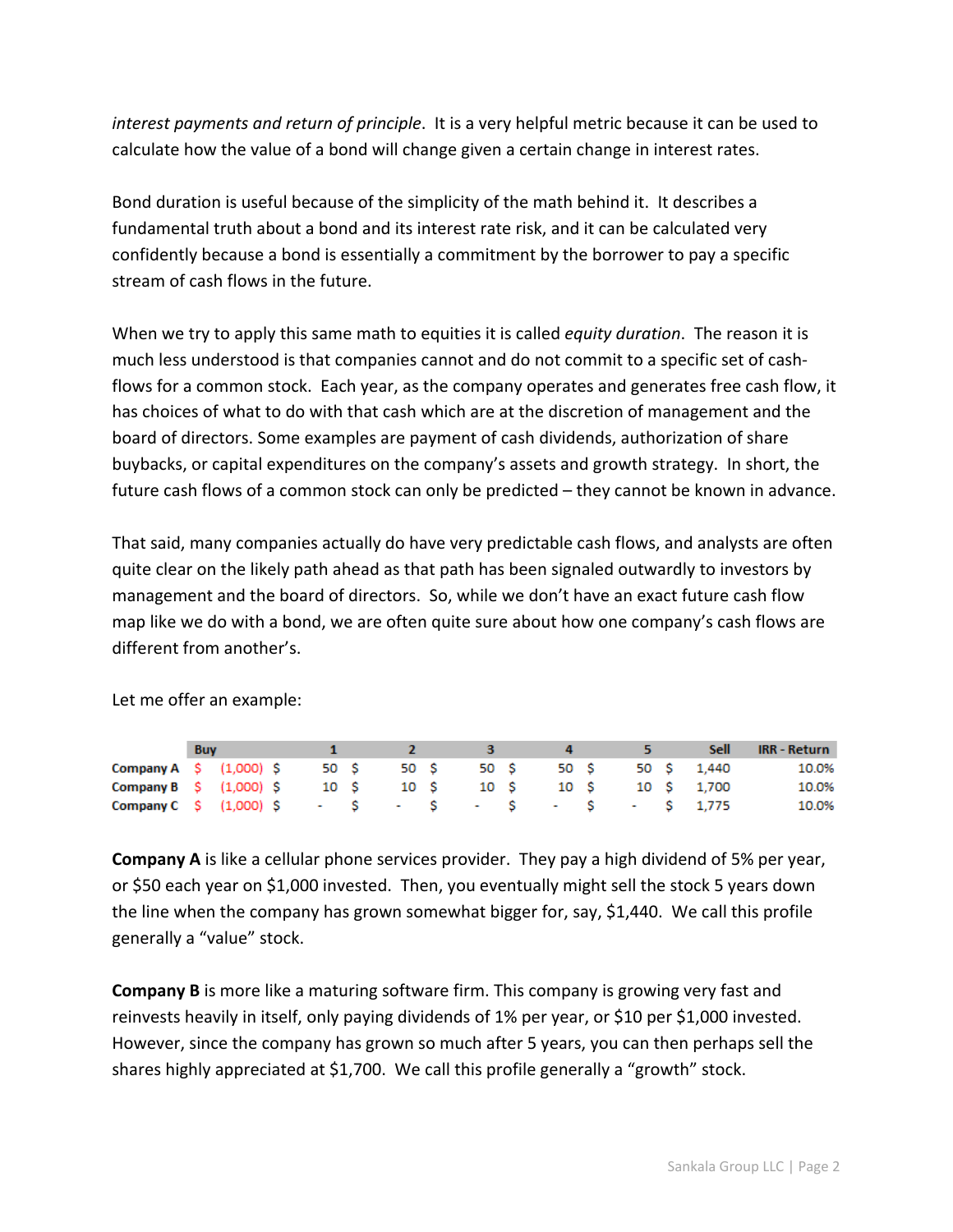*interest payments and return of principle*. It is a very helpful metric because it can be used to calculate how the value of a bond will change given a certain change in interest rates.

Bond duration is useful because of the simplicity of the math behind it. It describes a fundamental truth about a bond and its interest rate risk, and it can be calculated very confidently because a bond is essentially a commitment by the borrower to pay a specific stream of cash flows in the future.

When we try to apply this same math to equities it is called *equity duration*. The reason it is much less understood is that companies cannot and do not commit to a specific set of cash-flows for a common stock. Each year, as the company operates and generates free cash flow, it has choices of what to do with that cash which are at the discretion of management and the board of directors. Some examples are payment of cash dividends, authorization of share buybacks, or capital expenditures on the company's assets and growth strategy. In short, the future cash flows of a common stock can only be predicted – they cannot be known in advance.

That said, many companies actually do have very predictable cash flows, and analysts are often quite clear on the likely path ahead as that path has been signaled outwardly to investors by management and the board of directors. So, while we don't have an exact future cash flow map like we do with a bond, we are often quite sure about how one company's cash flows are different from another's.

Let me offer an example:

| | Buy | 1 | 2 | 3 | 4 | 5 | Sell | IRR - Return |
|---|---|---|---|---|---|---|---|---|
| Company A | $ (1,000) | $ 50 | $ 50 | $ 50 | $ 50 | $ 50 | $ 1,440 | 10.0% |
| Company B | $ (1,000) | $ 10 | $ 10 | $ 10 | $ 10 | $ 10 | $ 1,700 | 10.0% |
| Company C | $ (1,000) | $ - | $ - | $ - | $ - | $ - | $ 1,775 | 10.0% |

**Company A** is like a cellular phone services provider. They pay a high dividend of 5% per year, or $50 each year on $1,000 invested. Then, you eventually might sell the stock 5 years down the line when the company has grown somewhat bigger for, say, $1,440. We call this profile generally a "value" stock.

**Company B** is more like a maturing software firm. This company is growing very fast and reinvests heavily in itself, only paying dividends of 1% per year, or $10 per $1,000 invested. However, since the company has grown so much after 5 years, you can then perhaps sell the shares highly appreciated at $1,700. We call this profile generally a "growth" stock.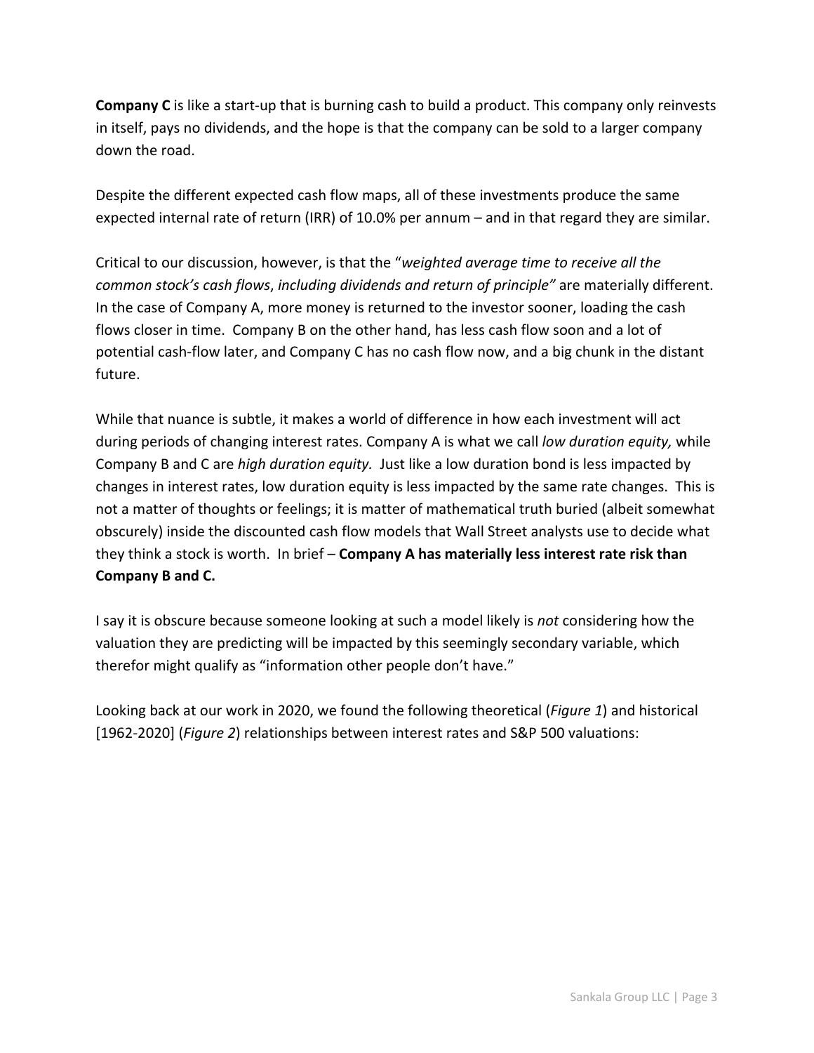**Company C** is like a start-up that is burning cash to build a product. This company only reinvests in itself, pays no dividends, and the hope is that the company can be sold to a larger company down the road.

Despite the different expected cash flow maps, all of these investments produce the same expected internal rate of return (IRR) of 10.0% per annum – and in that regard they are similar.

Critical to our discussion, however, is that the "*weighted average time to receive all the common stock's cash flows*, *including dividends and return of principle"* are materially different. In the case of Company A, more money is returned to the investor sooner, loading the cash flows closer in time. Company B on the other hand, has less cash flow soon and a lot of potential cash-flow later, and Company C has no cash flow now, and a big chunk in the distant future.

While that nuance is subtle, it makes a world of difference in how each investment will act during periods of changing interest rates. Company A is what we call *low duration equity,* while Company B and C are *high duration equity.* Just like a low duration bond is less impacted by changes in interest rates, low duration equity is less impacted by the same rate changes. This is not a matter of thoughts or feelings; it is matter of mathematical truth buried (albeit somewhat obscurely) inside the discounted cash flow models that Wall Street analysts use to decide what they think a stock is worth. In brief – **Company A has materially less interest rate risk than Company B and C.**

I say it is obscure because someone looking at such a model likely is *not* considering how the valuation they are predicting will be impacted by this seemingly secondary variable, which therefor might qualify as "information other people don't have."

Looking back at our work in 2020, we found the following theoretical (*Figure 1*) and historical [1962-2020] (*Figure 2*) relationships between interest rates and S&P 500 valuations: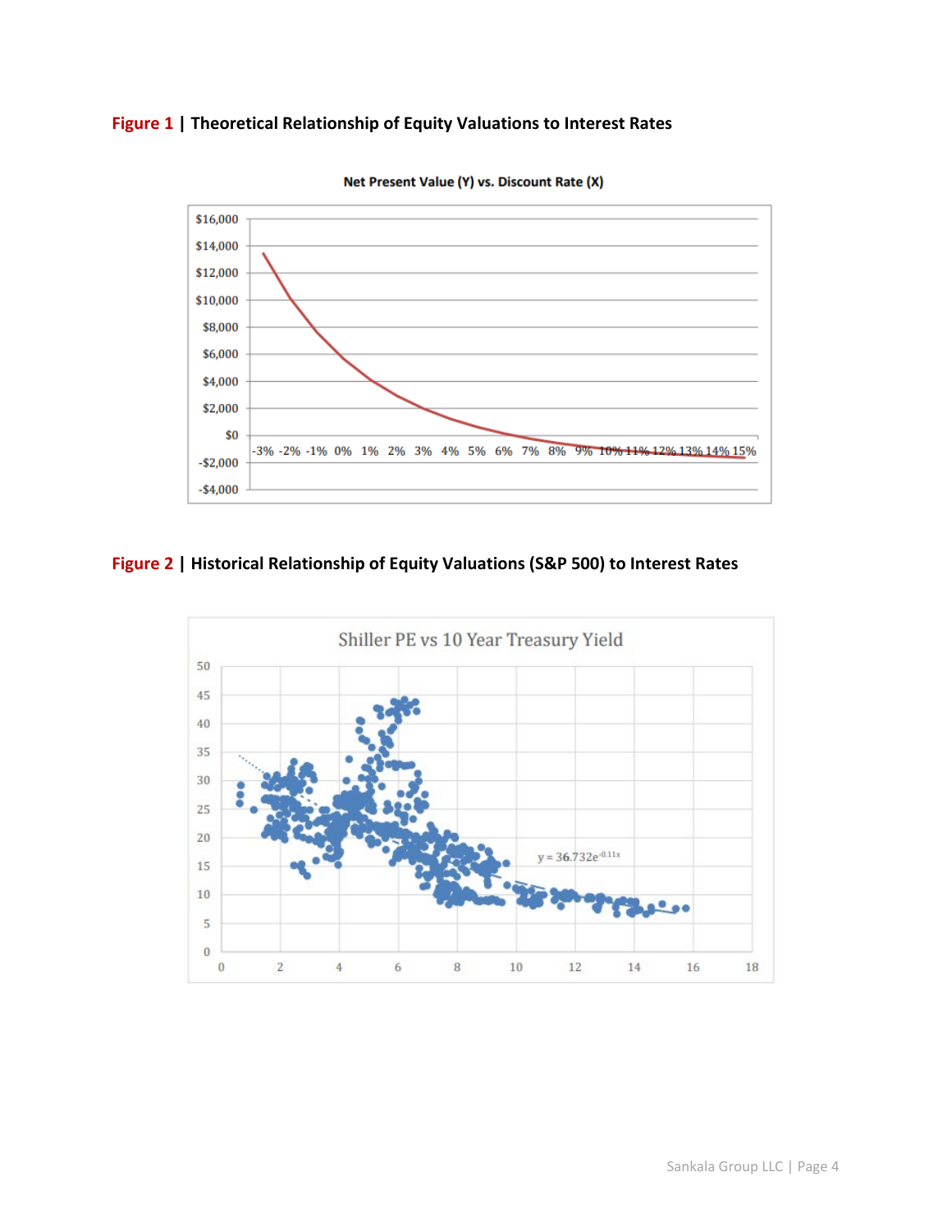**Figure 1 | Theoretical Relationship of Equity Valuations to Interest Rates**

**Figure 2 | Historical Relationship of Equity Valuations (S&P 500) to Interest Rates**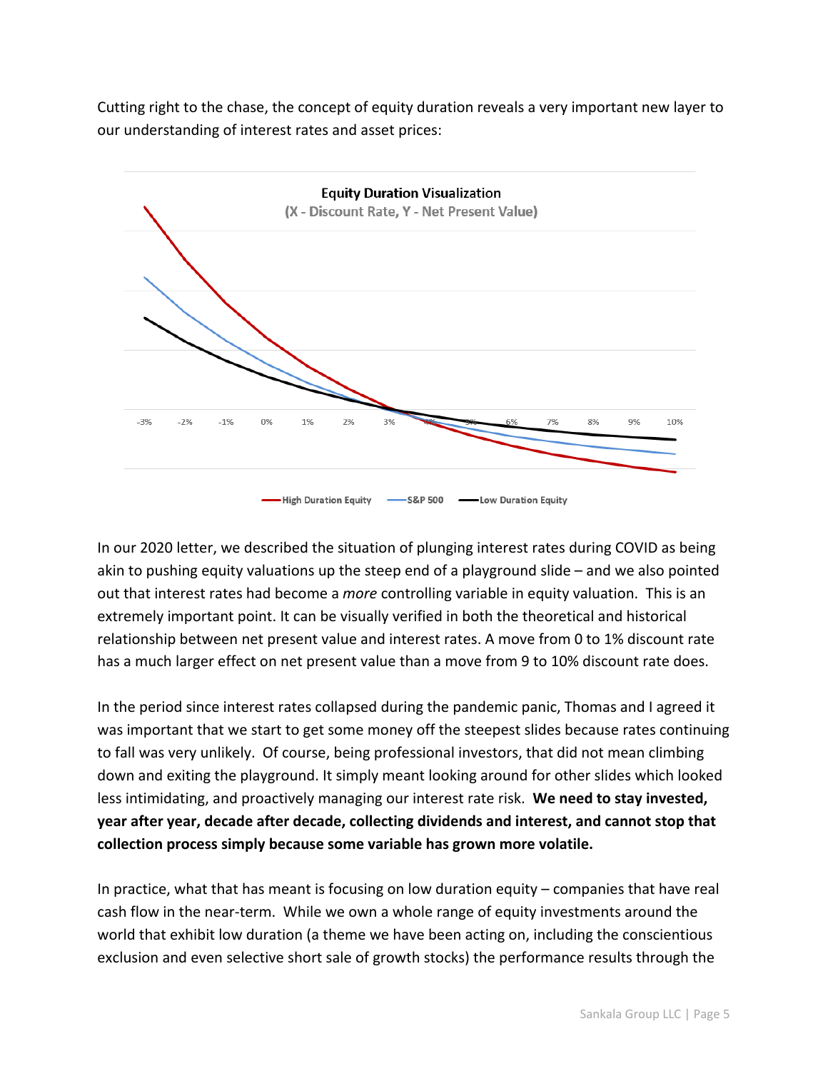Cutting right to the chase, the concept of equity duration reveals a very important new layer to our understanding of interest rates and asset prices:

In our 2020 letter, we described the situation of plunging interest rates during COVID as being akin to pushing equity valuations up the steep end of a playground slide – and we also pointed out that interest rates had become a *more* controlling variable in equity valuation. This is an extremely important point. It can be visually verified in both the theoretical and historical relationship between net present value and interest rates. A move from 0 to 1% discount rate has a much larger effect on net present value than a move from 9 to 10% discount rate does.

In the period since interest rates collapsed during the pandemic panic, Thomas and I agreed it was important that we start to get some money off the steepest slides because rates continuing to fall was very unlikely. Of course, being professional investors, that did not mean climbing down and exiting the playground. It simply meant looking around for other slides which looked less intimidating, and proactively managing our interest rate risk. **We need to stay invested, year after year, decade after decade, collecting dividends and interest, and cannot stop that collection process simply because some variable has grown more volatile.**

In practice, what that has meant is focusing on low duration equity – companies that have real cash flow in the near-term. While we own a whole range of equity investments around the world that exhibit low duration (a theme we have been acting on, including the conscientious exclusion and even selective short sale of growth stocks) the performance results through the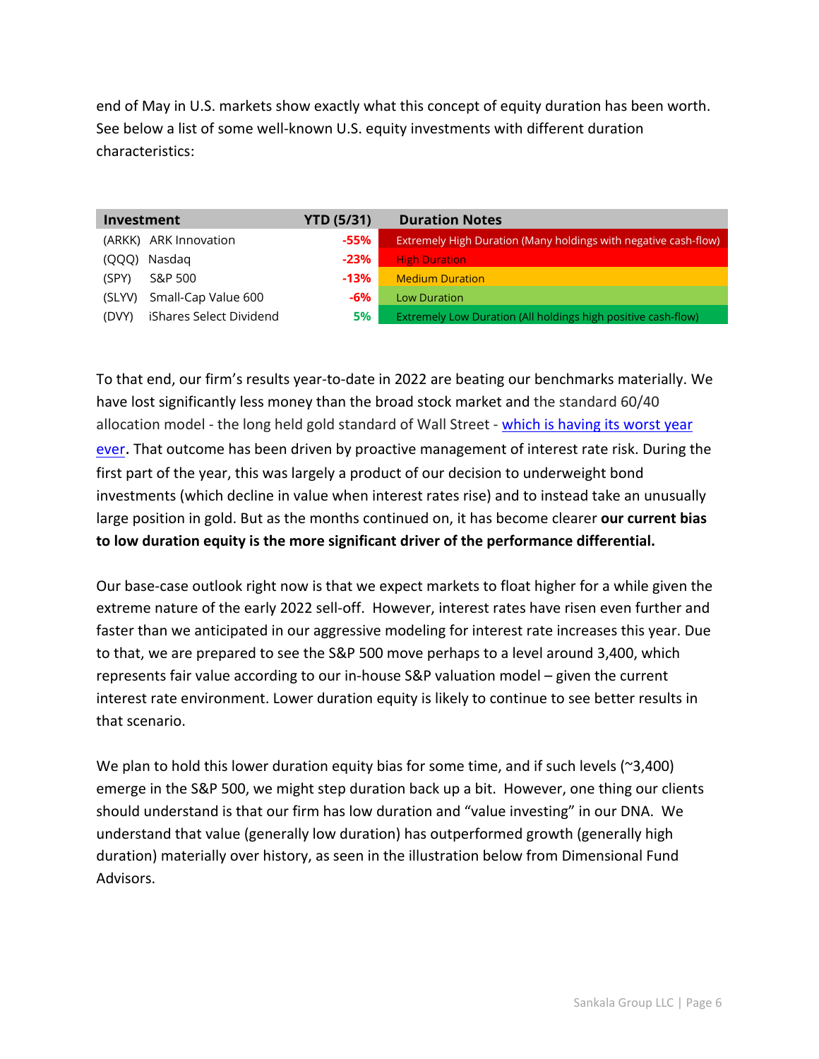end of May in U.S. markets show exactly what this concept of equity duration has been worth. See below a list of some well-known U.S. equity investments with different duration characteristics:

| Investment | YTD (5/31) | Duration Notes |
|---|---|---|
| (ARKK) ARK Innovation | -55% | Extremely High Duration (Many holdings with negative cash-flow) |
| (QQQ) Nasdaq | -23% | High Duration |
| (SPY) S&P 500 | -13% | Medium Duration |
| (SLYV) Small-Cap Value 600 | -6% | Low Duration |
| (DVY) iShares Select Dividend | 5% | Extremely Low Duration (All holdings high positive cash-flow) |

To that end, our firm's results year-to-date in 2022 are beating our benchmarks materially. We have lost significantly less money than the broad stock market and the standard 60/40 allocation model - the long held gold standard of Wall Street - which is having its worst year ever. That outcome has been driven by proactive management of interest rate risk. During the first part of the year, this was largely a product of our decision to underweight bond investments (which decline in value when interest rates rise) and to instead take an unusually large position in gold. But as the months continued on, it has become clearer **our current bias to low duration equity is the more significant driver of the performance differential.**

Our base-case outlook right now is that we expect markets to float higher for a while given the extreme nature of the early 2022 sell-off. However, interest rates have risen even further and faster than we anticipated in our aggressive modeling for interest rate increases this year. Due to that, we are prepared to see the S&P 500 move perhaps to a level around 3,400, which represents fair value according to our in-house S&P valuation model – given the current interest rate environment. Lower duration equity is likely to continue to see better results in that scenario.

We plan to hold this lower duration equity bias for some time, and if such levels (~3,400) emerge in the S&P 500, we might step duration back up a bit. However, one thing our clients should understand is that our firm has low duration and "value investing" in our DNA. We understand that value (generally low duration) has outperformed growth (generally high duration) materially over history, as seen in the illustration below from Dimensional Fund Advisors.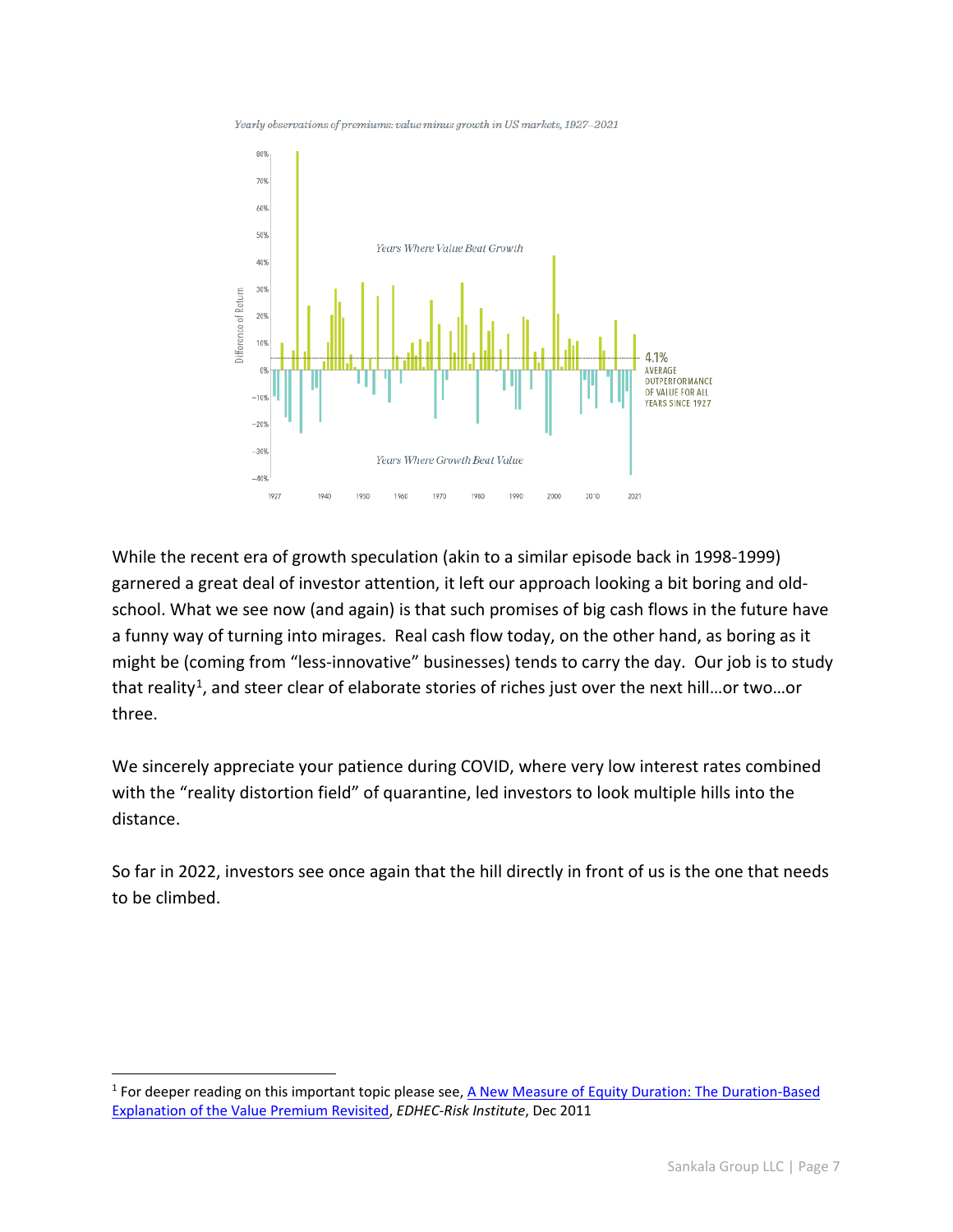*Yearly observations of premiums: value minus growth in US markets, 1927–2021*

While the recent era of growth speculation (akin to a similar episode back in 1998-1999) garnered a great deal of investor attention, it left our approach looking a bit boring and old-school. What we see now (and again) is that such promises of big cash flows in the future have a funny way of turning into mirages. Real cash flow today, on the other hand, as boring as it might be (coming from "less-innovative" businesses) tends to carry the day. Our job is to study that reality[1], and steer clear of elaborate stories of riches just over the next hill…or two…or three.

We sincerely appreciate your patience during COVID, where very low interest rates combined with the "reality distortion field" of quarantine, led investors to look multiple hills into the distance.

So far in 2022, investors see once again that the hill directly in front of us is the one that needs to be climbed.

---

[1] For deeper reading on this important topic please see, A New Measure of Equity Duration: The Duration-Based Explanation of the Value Premium Revisited, *EDHEC-Risk Institute*, Dec 2011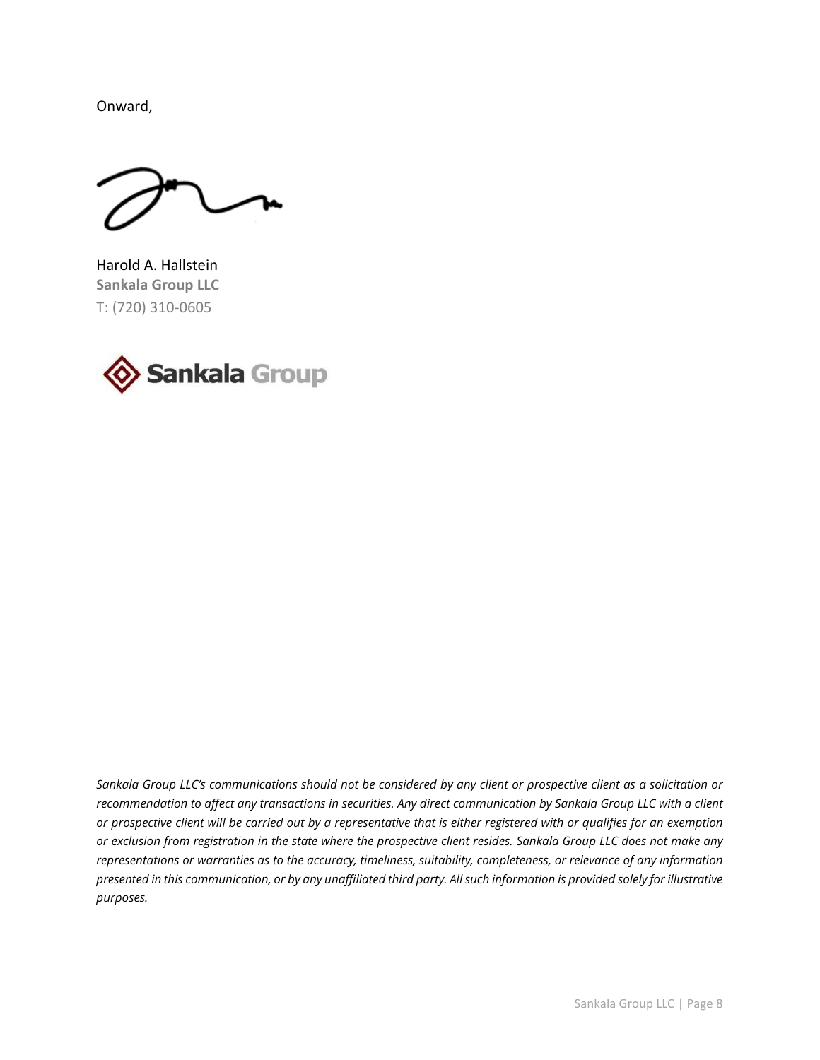Onward,

Harold A. Hallstein
**Sankala Group LLC**
T: (720) 310-0605

*Sankala Group LLC's communications should not be considered by any client or prospective client as a solicitation or recommendation to affect any transactions in securities. Any direct communication by Sankala Group LLC with a client or prospective client will be carried out by a representative that is either registered with or qualifies for an exemption or exclusion from registration in the state where the prospective client resides. Sankala Group LLC does not make any representations or warranties as to the accuracy, timeliness, suitability, completeness, or relevance of any information presented in this communication, or by any unaffiliated third party. All such information is provided solely for illustrative purposes.*